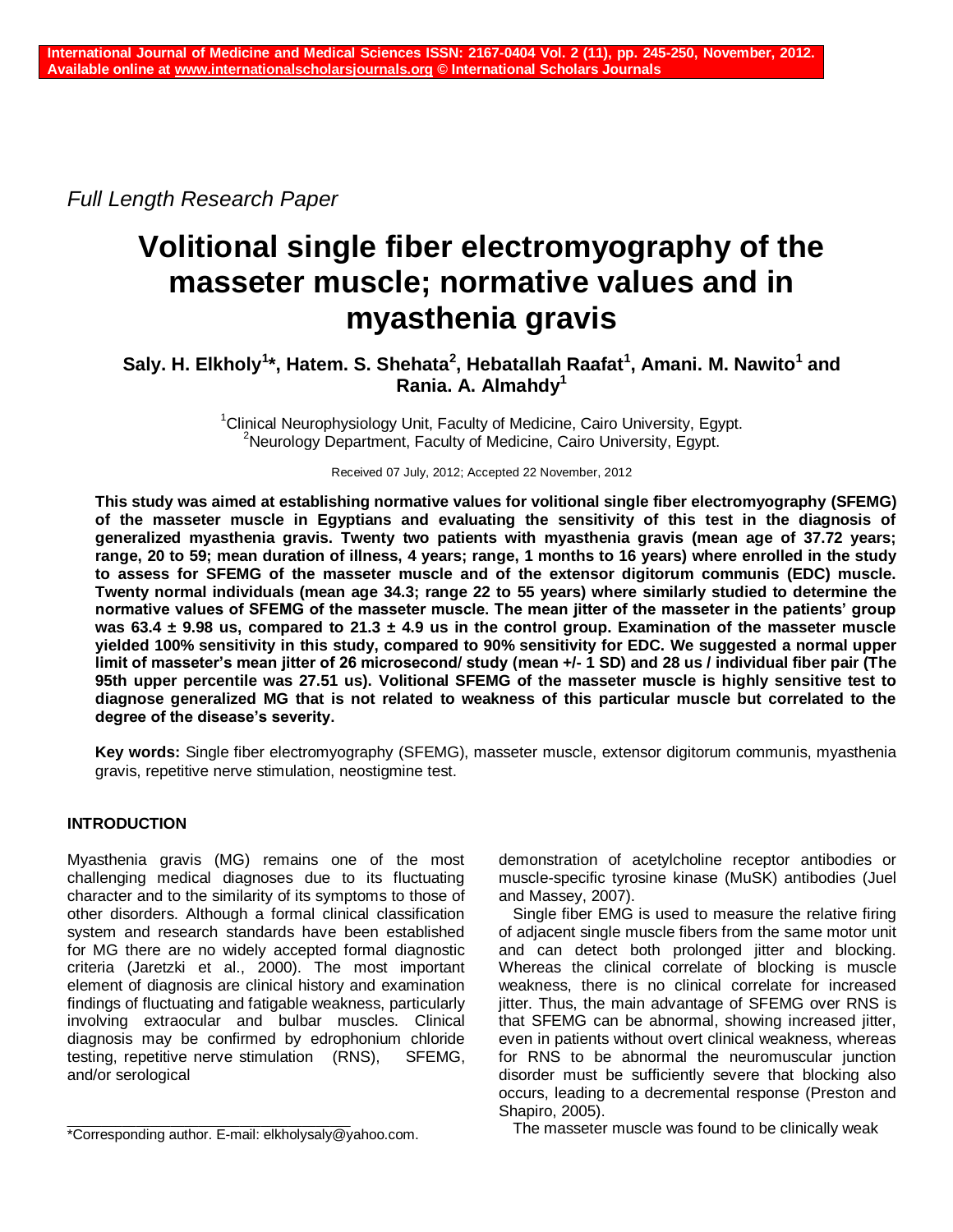*Full Length Research Paper*

# Volitional single fiber electromyography of the masseter muscle; normative values and in myasthenia gravis

**Saly. H. Elkholy[1]*, Hatem. S. Shehata[2], Hebatallah Raafat[1], Amani. M. Nawito[1] and Rania. A. Almahdy[1]**

[1]Clinical Neurophysiology Unit, Faculty of Medicine, Cairo University, Egypt.
[2]Neurology Department, Faculty of Medicine, Cairo University, Egypt.

Received 07 July, 2012; Accepted 22 November, 2012

**This study was aimed at establishing normative values for volitional single fiber electromyography (SFEMG) of the masseter muscle in Egyptians and evaluating the sensitivity of this test in the diagnosis of generalized myasthenia gravis. Twenty two patients with myasthenia gravis (mean age of 37.72 years; range, 20 to 59; mean duration of illness, 4 years; range, 1 months to 16 years) where enrolled in the study to assess for SFEMG of the masseter muscle and of the extensor digitorum communis (EDC) muscle. Twenty normal individuals (mean age 34.3; range 22 to 55 years) where similarly studied to determine the normative values of SFEMG of the masseter muscle. The mean jitter of the masseter in the patients' group was 63.4 ± 9.98 us, compared to 21.3 ± 4.9 us in the control group. Examination of the masseter muscle yielded 100% sensitivity in this study, compared to 90% sensitivity for EDC. We suggested a normal upper limit of masseter's mean jitter of 26 microsecond/ study (mean +/- 1 SD) and 28 us / individual fiber pair (The 95th upper percentile was 27.51 us). Volitional SFEMG of the masseter muscle is highly sensitive test to diagnose generalized MG that is not related to weakness of this particular muscle but correlated to the degree of the disease's severity.**

**Key words:** Single fiber electromyography (SFEMG), masseter muscle, extensor digitorum communis, myasthenia gravis, repetitive nerve stimulation, neostigmine test.

## INTRODUCTION

Myasthenia gravis (MG) remains one of the most challenging medical diagnoses due to its fluctuating character and to the similarity of its symptoms to those of other disorders. Although a formal clinical classification system and research standards have been established for MG there are no widely accepted formal diagnostic criteria (Jaretzki et al., 2000). The most important element of diagnosis are clinical history and examination findings of fluctuating and fatigable weakness, particularly involving extraocular and bulbar muscles. Clinical diagnosis may be confirmed by edrophonium chloride testing, repetitive nerve stimulation (RNS), SFEMG, and/or serological demonstration of acetylcholine receptor antibodies or muscle-specific tyrosine kinase (MuSK) antibodies (Juel and Massey, 2007).

Single fiber EMG is used to measure the relative firing of adjacent single muscle fibers from the same motor unit and can detect both prolonged jitter and blocking. Whereas the clinical correlate of blocking is muscle weakness, there is no clinical correlate for increased jitter. Thus, the main advantage of SFEMG over RNS is that SFEMG can be abnormal, showing increased jitter, even in patients without overt clinical weakness, whereas for RNS to be abnormal the neuromuscular junction disorder must be sufficiently severe that blocking also occurs, leading to a decremental response (Preston and Shapiro, 2005).

The masseter muscle was found to be clinically weak

*Corresponding author. E-mail: elkholysaly@yahoo.com.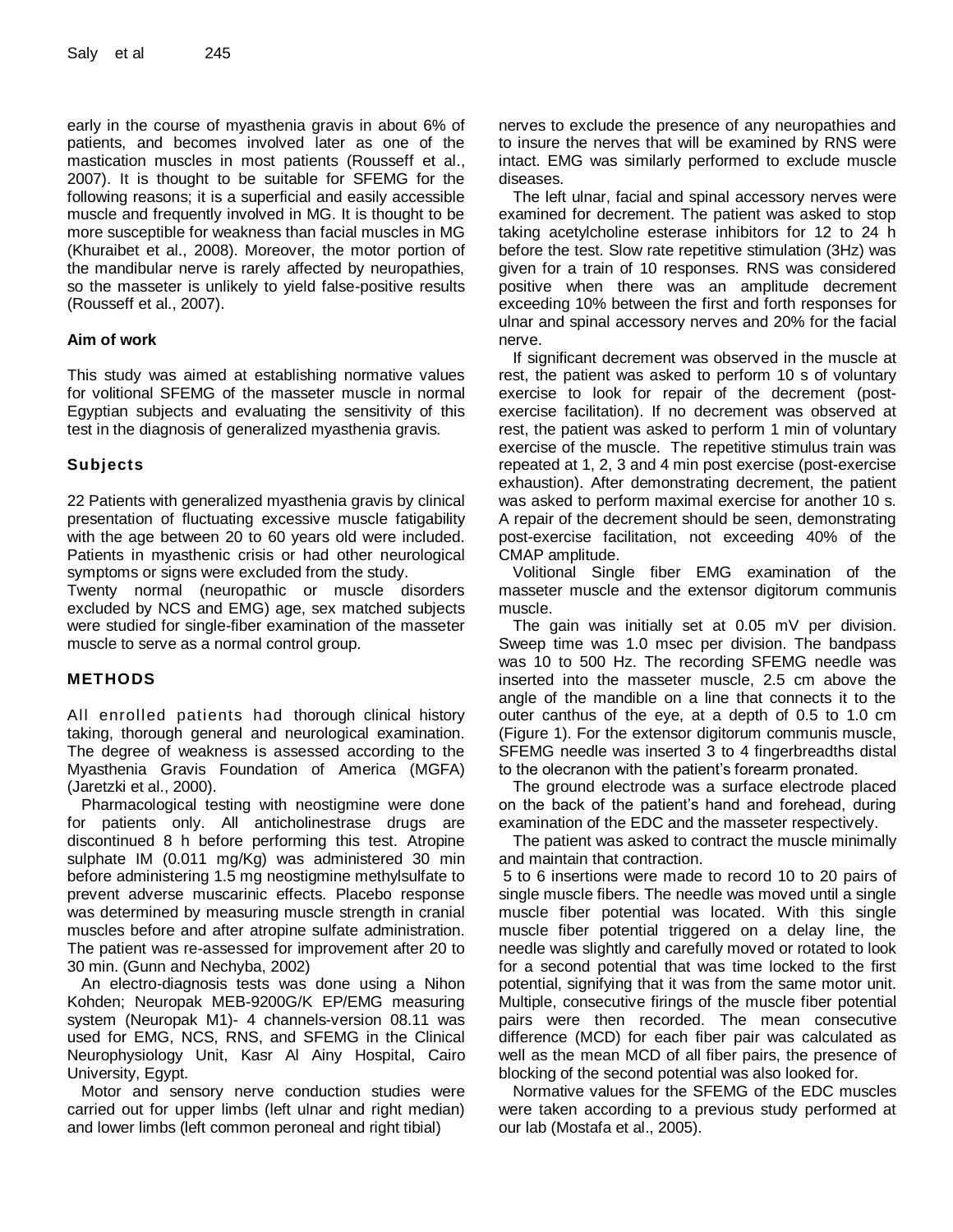early in the course of myasthenia gravis in about 6% of patients, and becomes involved later as one of the mastication muscles in most patients (Rousseff et al., 2007). It is thought to be suitable for SFEMG for the following reasons; it is a superficial and easily accessible muscle and frequently involved in MG. It is thought to be more susceptible for weakness than facial muscles in MG (Khuraibet et al., 2008). Moreover, the motor portion of the mandibular nerve is rarely affected by neuropathies, so the masseter is unlikely to yield false-positive results (Rousseff et al., 2007).

## Aim of work

This study was aimed at establishing normative values for volitional SFEMG of the masseter muscle in normal Egyptian subjects and evaluating the sensitivity of this test in the diagnosis of generalized myasthenia gravis.

## Subjects

22 Patients with generalized myasthenia gravis by clinical presentation of fluctuating excessive muscle fatigability with the age between 20 to 60 years old were included. Patients in myasthenic crisis or had other neurological symptoms or signs were excluded from the study.

Twenty normal (neuropathic or muscle disorders excluded by NCS and EMG) age, sex matched subjects were studied for single-fiber examination of the masseter muscle to serve as a normal control group.

## METHODS

All enrolled patients had thorough clinical history taking, thorough general and neurological examination. The degree of weakness is assessed according to the Myasthenia Gravis Foundation of America (MGFA) (Jaretzki et al., 2000).

Pharmacological testing with neostigmine were done for patients only. All anticholinestrase drugs are discontinued 8 h before performing this test. Atropine sulphate IM (0.011 mg/Kg) was administered 30 min before administering 1.5 mg neostigmine methylsulfate to prevent adverse muscarinic effects. Placebo response was determined by measuring muscle strength in cranial muscles before and after atropine sulfate administration. The patient was re-assessed for improvement after 20 to 30 min. (Gunn and Nechyba, 2002)

An electro-diagnosis tests was done using a Nihon Kohden; Neuropak MEB-9200G/K EP/EMG measuring system (Neuropak M1)- 4 channels-version 08.11 was used for EMG, NCS, RNS, and SFEMG in the Clinical Neurophysiology Unit, Kasr Al Ainy Hospital, Cairo University, Egypt.

Motor and sensory nerve conduction studies were carried out for upper limbs (left ulnar and right median) and lower limbs (left common peroneal and right tibial) nerves to exclude the presence of any neuropathies and to insure the nerves that will be examined by RNS were intact. EMG was similarly performed to exclude muscle diseases.

The left ulnar, facial and spinal accessory nerves were examined for decrement. The patient was asked to stop taking acetylcholine esterase inhibitors for 12 to 24 h before the test. Slow rate repetitive stimulation (3Hz) was given for a train of 10 responses. RNS was considered positive when there was an amplitude decrement exceeding 10% between the first and forth responses for ulnar and spinal accessory nerves and 20% for the facial nerve.

If significant decrement was observed in the muscle at rest, the patient was asked to perform 10 s of voluntary exercise to look for repair of the decrement (post-exercise facilitation). If no decrement was observed at rest, the patient was asked to perform 1 min of voluntary exercise of the muscle. The repetitive stimulus train was repeated at 1, 2, 3 and 4 min post exercise (post-exercise exhaustion). After demonstrating decrement, the patient was asked to perform maximal exercise for another 10 s. A repair of the decrement should be seen, demonstrating post-exercise facilitation, not exceeding 40% of the CMAP amplitude.

Volitional Single fiber EMG examination of the masseter muscle and the extensor digitorum communis muscle.

The gain was initially set at 0.05 mV per division. Sweep time was 1.0 msec per division. The bandpass was 10 to 500 Hz. The recording SFEMG needle was inserted into the masseter muscle, 2.5 cm above the angle of the mandible on a line that connects it to the outer canthus of the eye, at a depth of 0.5 to 1.0 cm (Figure 1). For the extensor digitorum communis muscle, SFEMG needle was inserted 3 to 4 fingerbreadths distal to the olecranon with the patient's forearm pronated.

The ground electrode was a surface electrode placed on the back of the patient's hand and forehead, during examination of the EDC and the masseter respectively.

The patient was asked to contract the muscle minimally and maintain that contraction.

5 to 6 insertions were made to record 10 to 20 pairs of single muscle fibers. The needle was moved until a single muscle fiber potential was located. With this single muscle fiber potential triggered on a delay line, the needle was slightly and carefully moved or rotated to look for a second potential that was time locked to the first potential, signifying that it was from the same motor unit. Multiple, consecutive firings of the muscle fiber potential pairs were then recorded. The mean consecutive difference (MCD) for each fiber pair was calculated as well as the mean MCD of all fiber pairs, the presence of blocking of the second potential was also looked for.

Normative values for the SFEMG of the EDC muscles were taken according to a previous study performed at our lab (Mostafa et al., 2005).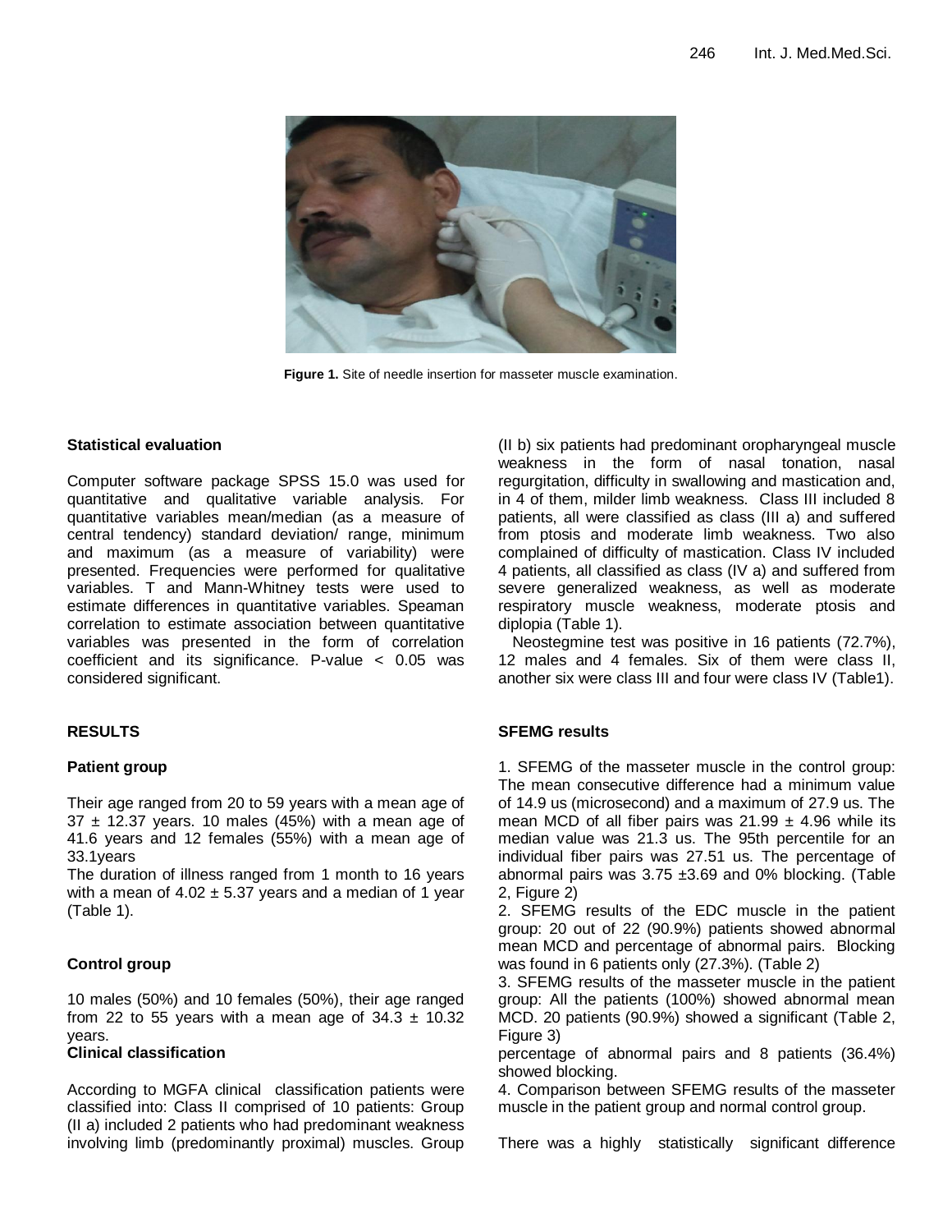**Figure 1.** Site of needle insertion for masseter muscle examination.

### Statistical evaluation

Computer software package SPSS 15.0 was used for quantitative and qualitative variable analysis. For quantitative variables mean/median (as a measure of central tendency) standard deviation/ range, minimum and maximum (as a measure of variability) were presented. Frequencies were performed for qualitative variables. T and Mann-Whitney tests were used to estimate differences in quantitative variables. Speaman correlation to estimate association between quantitative variables was presented in the form of correlation coefficient and its significance. P-value < 0.05 was considered significant.

## RESULTS

### Patient group

Their age ranged from 20 to 59 years with a mean age of 37 ± 12.37 years. 10 males (45%) with a mean age of 41.6 years and 12 females (55%) with a mean age of 33.1years

The duration of illness ranged from 1 month to 16 years with a mean of 4.02 ± 5.37 years and a median of 1 year (Table 1).

### Control group

10 males (50%) and 10 females (50%), their age ranged from 22 to 55 years with a mean age of 34.3 ± 10.32 years.

### Clinical classification

According to MGFA clinical classification patients were classified into: Class II comprised of 10 patients: Group (II a) included 2 patients who had predominant weakness involving limb (predominantly proximal) muscles. Group (II b) six patients had predominant oropharyngeal muscle weakness in the form of nasal tonation, nasal regurgitation, difficulty in swallowing and mastication and, in 4 of them, milder limb weakness. Class III included 8 patients, all were classified as class (III a) and suffered from ptosis and moderate limb weakness. Two also complained of difficulty of mastication. Class IV included 4 patients, all classified as class (IV a) and suffered from severe generalized weakness, as well as moderate respiratory muscle weakness, moderate ptosis and diplopia (Table 1).

Neostegmine test was positive in 16 patients (72.7%), 12 males and 4 females. Six of them were class II, another six were class III and four were class IV (Table1).

### SFEMG results

1. SFEMG of the masseter muscle in the control group: The mean consecutive difference had a minimum value of 14.9 us (microsecond) and a maximum of 27.9 us. The mean MCD of all fiber pairs was 21.99 ± 4.96 while its median value was 21.3 us. The 95th percentile for an individual fiber pairs was 27.51 us. The percentage of abnormal pairs was 3.75 ±3.69 and 0% blocking. (Table 2, Figure 2)
2. SFEMG results of the EDC muscle in the patient group: 20 out of 22 (90.9%) patients showed abnormal mean MCD and percentage of abnormal pairs. Blocking was found in 6 patients only (27.3%). (Table 2)
3. SFEMG results of the masseter muscle in the patient group: All the patients (100%) showed abnormal mean MCD. 20 patients (90.9%) showed a significant (Table 2, Figure 3) percentage of abnormal pairs and 8 patients (36.4%) showed blocking.
4. Comparison between SFEMG results of the masseter muscle in the patient group and normal control group.

There was a highly statistically significant difference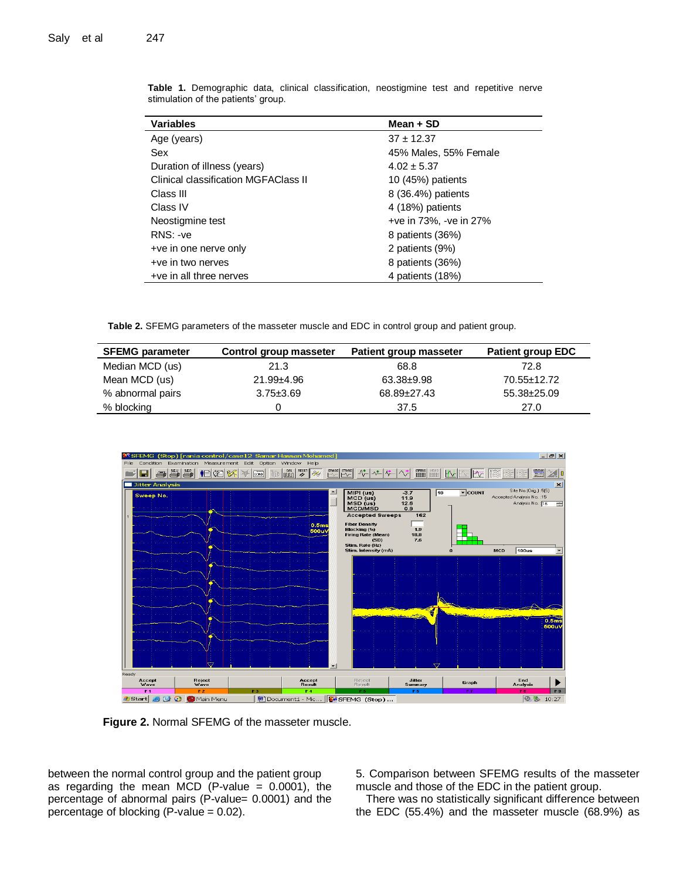**Table 1.** Demographic data, clinical classification, neostigmine test and repetitive nerve stimulation of the patients' group.

| Variables | Mean + SD |
|---|---|
| Age (years) | 37 ± 12.37 |
| Sex | 45% Males, 55% Female |
| Duration of illness (years) | 4.02 ± 5.37 |
| Clinical classification MGFAClass II | 10 (45%) patients |
| Class III | 8 (36.4%) patients |
| Class IV | 4 (18%) patients |
| Neostigmine test | +ve in 73%, -ve in 27% |
| RNS: -ve | 8 patients (36%) |
| +ve in one nerve only | 2 patients (9%) |
| +ve in two nerves | 8 patients (36%) |
| +ve in all three nerves | 4 patients (18%) |

**Table 2.** SFEMG parameters of the masseter muscle and EDC in control group and patient group.

| SFEMG parameter | Control group masseter | Patient group masseter | Patient group EDC |
|---|---|---|---|
| Median MCD (us) | 21.3 | 68.8 | 72.8 |
| Mean MCD (us) | 21.99±4.96 | 63.38±9.98 | 70.55±12.72 |
| % abnormal pairs | 3.75±3.69 | 68.89±27.43 | 55.38±25.09 |
| % blocking | 0 | 37.5 | 27.0 |

**Figure 2.** Normal SFEMG of the masseter muscle.

between the normal control group and the patient group as regarding the mean MCD (P-value = 0.0001), the percentage of abnormal pairs (P-value= 0.0001) and the percentage of blocking (P-value = 0.02).

5. Comparison between SFEMG results of the masseter muscle and those of the EDC in the patient group.

There was no statistically significant difference between the EDC (55.4%) and the masseter muscle (68.9%) as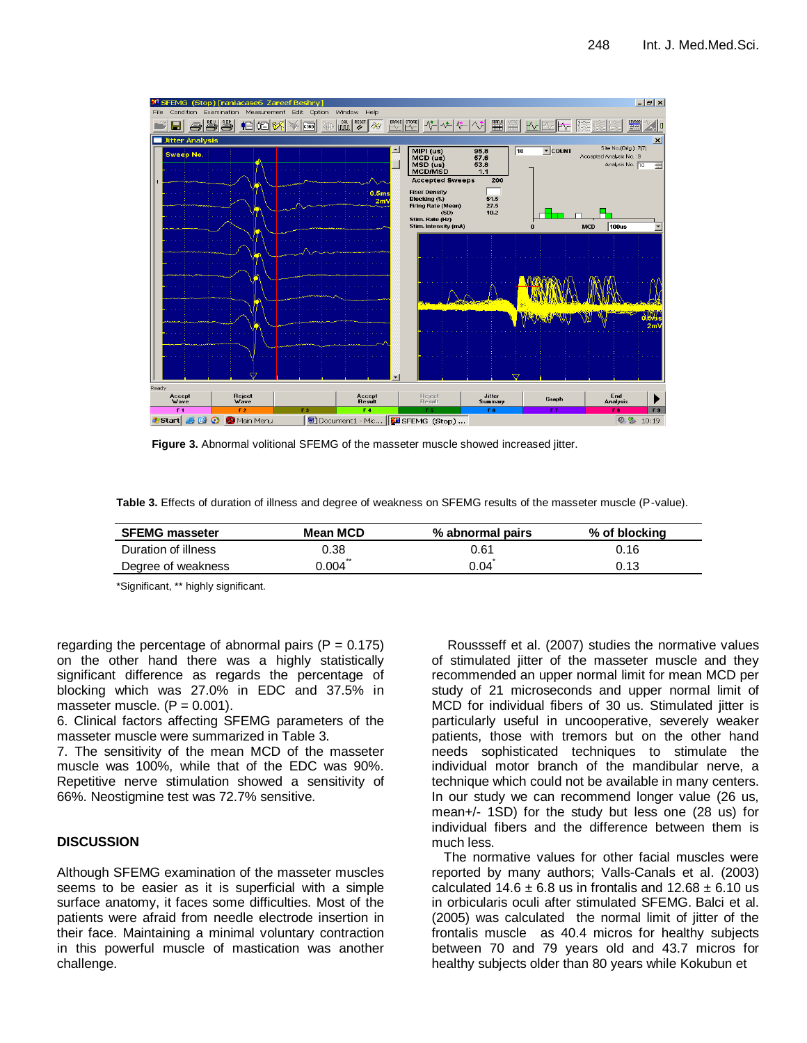**Figure 3.** Abnormal volitional SFEMG of the masseter muscle showed increased jitter.

**Table 3.** Effects of duration of illness and degree of weakness on SFEMG results of the masseter muscle (P-value).

| SFEMG masseter | Mean MCD | % abnormal pairs | % of blocking |
|---|---|---|---|
| Duration of illness | 0.38 | 0.61 | 0.16 |
| Degree of weakness | 0.004** | 0.04* | 0.13 |

*Significant, ** highly significant.

regarding the percentage of abnormal pairs (P = 0.175) on the other hand there was a highly statistically significant difference as regards the percentage of blocking which was 27.0% in EDC and 37.5% in masseter muscle. (P = 0.001).

6. Clinical factors affecting SFEMG parameters of the masseter muscle were summarized in Table 3.

7. The sensitivity of the mean MCD of the masseter muscle was 100%, while that of the EDC was 90%. Repetitive nerve stimulation showed a sensitivity of 66%. Neostigmine test was 72.7% sensitive.

## DISCUSSION

Although SFEMG examination of the masseter muscles seems to be easier as it is superficial with a simple surface anatomy, it faces some difficulties. Most of the patients were afraid from needle electrode insertion in their face. Maintaining a minimal voluntary contraction in this powerful muscle of mastication was another challenge.

Roussseff et al. (2007) studies the normative values of stimulated jitter of the masseter muscle and they recommended an upper normal limit for mean MCD per study of 21 microseconds and upper normal limit of MCD for individual fibers of 30 us. Stimulated jitter is particularly useful in uncooperative, severely weaker patients, those with tremors but on the other hand needs sophisticated techniques to stimulate the individual motor branch of the mandibular nerve, a technique which could not be available in many centers. In our study we can recommend longer value (26 us, mean+/- 1SD) for the study but less one (28 us) for individual fibers and the difference between them is much less.

The normative values for other facial muscles were reported by many authors; Valls-Canals et al. (2003) calculated 14.6 ± 6.8 us in frontalis and 12.68 ± 6.10 us in orbicularis oculi after stimulated SFEMG. Balci et al. (2005) was calculated the normal limit of jitter of the frontalis muscle as 40.4 micros for healthy subjects between 70 and 79 years old and 43.7 micros for healthy subjects older than 80 years while Kokubun et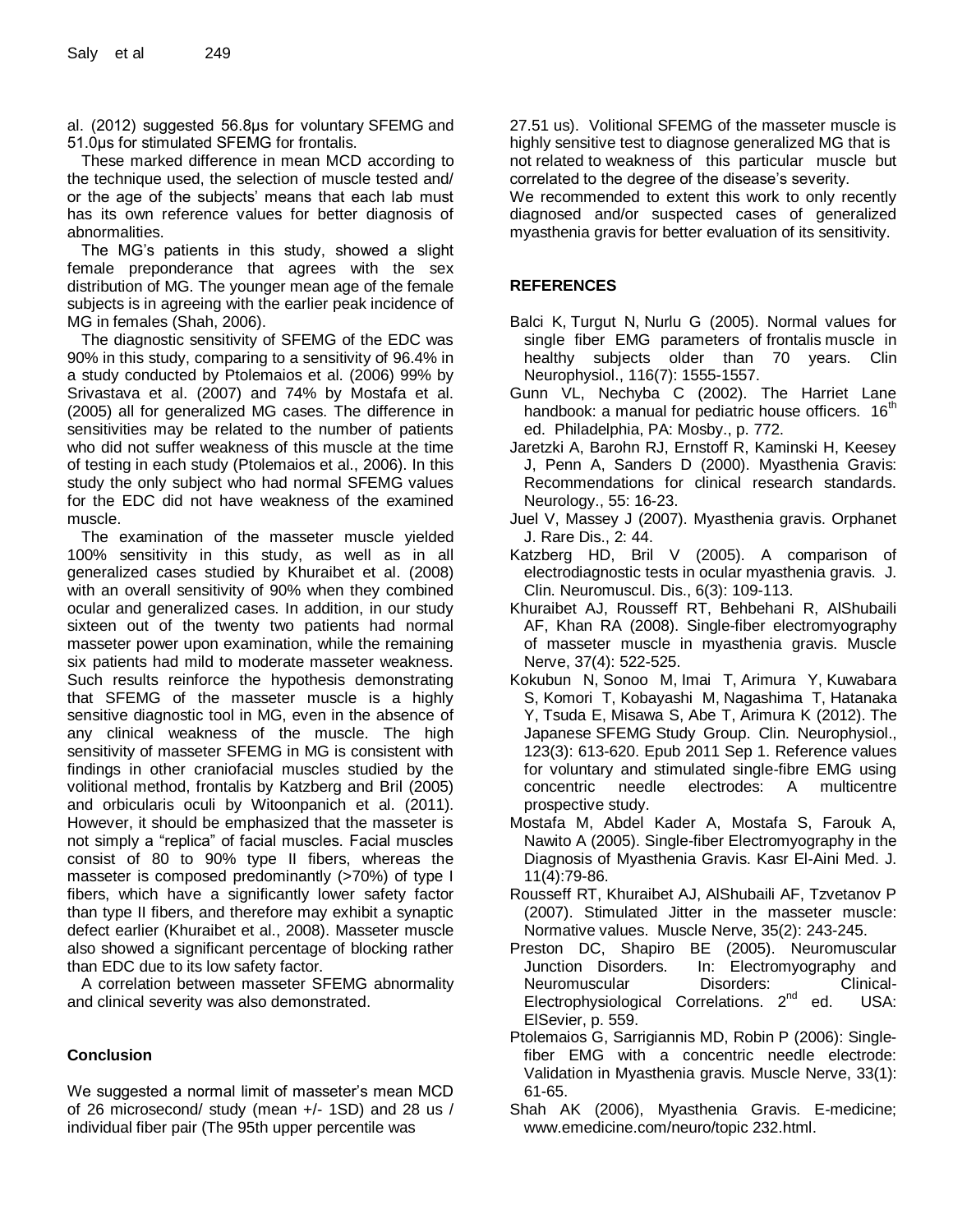al. (2012) suggested 56.8µs for voluntary SFEMG and 51.0µs for stimulated SFEMG for frontalis.

These marked difference in mean MCD according to the technique used, the selection of muscle tested and/ or the age of the subjects' means that each lab must has its own reference values for better diagnosis of abnormalities.

The MG's patients in this study, showed a slight female preponderance that agrees with the sex distribution of MG. The younger mean age of the female subjects is in agreeing with the earlier peak incidence of MG in females (Shah, 2006).

The diagnostic sensitivity of SFEMG of the EDC was 90% in this study, comparing to a sensitivity of 96.4% in a study conducted by Ptolemaios et al. (2006) 99% by Srivastava et al. (2007) and 74% by Mostafa et al. (2005) all for generalized MG cases. The difference in sensitivities may be related to the number of patients who did not suffer weakness of this muscle at the time of testing in each study (Ptolemaios et al., 2006). In this study the only subject who had normal SFEMG values for the EDC did not have weakness of the examined muscle.

The examination of the masseter muscle yielded 100% sensitivity in this study, as well as in all generalized cases studied by Khuraibet et al. (2008) with an overall sensitivity of 90% when they combined ocular and generalized cases. In addition, in our study sixteen out of the twenty two patients had normal masseter power upon examination, while the remaining six patients had mild to moderate masseter weakness. Such results reinforce the hypothesis demonstrating that SFEMG of the masseter muscle is a highly sensitive diagnostic tool in MG, even in the absence of any clinical weakness of the muscle. The high sensitivity of masseter SFEMG in MG is consistent with findings in other craniofacial muscles studied by the volitional method, frontalis by Katzberg and Bril (2005) and orbicularis oculi by Witoonpanich et al. (2011). However, it should be emphasized that the masseter is not simply a "replica" of facial muscles. Facial muscles consist of 80 to 90% type II fibers, whereas the masseter is composed predominantly (>70%) of type I fibers, which have a significantly lower safety factor than type II fibers, and therefore may exhibit a synaptic defect earlier (Khuraibet et al., 2008). Masseter muscle also showed a significant percentage of blocking rather than EDC due to its low safety factor.

A correlation between masseter SFEMG abnormality and clinical severity was also demonstrated.

## Conclusion

We suggested a normal limit of masseter's mean MCD of 26 microsecond/ study (mean +/- 1SD) and 28 us / individual fiber pair (The 95th upper percentile was 27.51 us). Volitional SFEMG of the masseter muscle is highly sensitive test to diagnose generalized MG that is not related to weakness of this particular muscle but correlated to the degree of the disease's severity.

We recommended to extent this work to only recently diagnosed and/or suspected cases of generalized myasthenia gravis for better evaluation of its sensitivity.

## REFERENCES

Balci K, Turgut N, Nurlu G (2005). Normal values for single fiber EMG parameters of frontalis muscle in healthy subjects older than 70 years. Clin Neurophysiol., 116(7): 1555-1557.

Gunn VL, Nechyba C (2002). The Harriet Lane handbook: a manual for pediatric house officers. 16th ed. Philadelphia, PA: Mosby., p. 772.

Jaretzki A, Barohn RJ, Ernstoff R, Kaminski H, Keesey J, Penn A, Sanders D (2000). Myasthenia Gravis: Recommendations for clinical research standards. Neurology., 55: 16-23.

Juel V, Massey J (2007). Myasthenia gravis. Orphanet J. Rare Dis., 2: 44.

Katzberg HD, Bril V (2005). A comparison of electrodiagnostic tests in ocular myasthenia gravis. J. Clin. Neuromuscul. Dis., 6(3): 109-113.

Khuraibet AJ, Rousseff RT, Behbehani R, AlShubaili AF, Khan RA (2008). Single-fiber electromyography of masseter muscle in myasthenia gravis. Muscle Nerve, 37(4): 522-525.

Kokubun N, Sonoo M, Imai T, Arimura Y, Kuwabara S, Komori T, Kobayashi M, Nagashima T, Hatanaka Y, Tsuda E, Misawa S, Abe T, Arimura K (2012). The Japanese SFEMG Study Group. Clin. Neurophysiol., 123(3): 613-620. Epub 2011 Sep 1. Reference values for voluntary and stimulated single-fibre EMG using concentric needle electrodes: A multicentre prospective study.

Mostafa M, Abdel Kader A, Mostafa S, Farouk A, Nawito A (2005). Single-fiber Electromyography in the Diagnosis of Myasthenia Gravis. Kasr El-Aini Med. J. 11(4):79-86.

Rousseff RT, Khuraibet AJ, AlShubaili AF, Tzvetanov P (2007). Stimulated Jitter in the masseter muscle: Normative values. Muscle Nerve, 35(2): 243-245.

Preston DC, Shapiro BE (2005). Neuromuscular Junction Disorders. In: Electromyography and Neuromuscular Disorders: Clinical-Electrophysiological Correlations. 2nd ed. USA: ElSevier, p. 559.

Ptolemaios G, Sarrigiannis MD, Robin P (2006): Single-fiber EMG with a concentric needle electrode: Validation in Myasthenia gravis. Muscle Nerve, 33(1): 61-65.

Shah AK (2006), Myasthenia Gravis. E-medicine; www.emedicine.com/neuro/topic 232.html.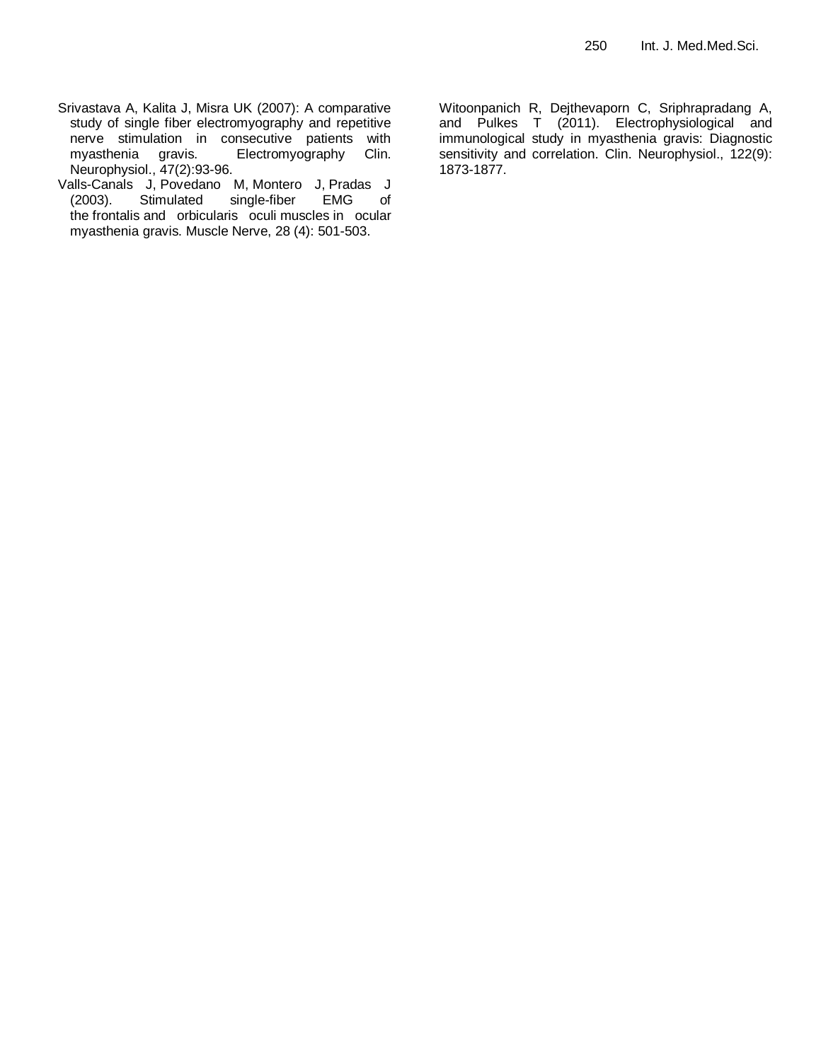Srivastava A, Kalita J, Misra UK (2007): A comparative study of single fiber electromyography and repetitive nerve stimulation in consecutive patients with myasthenia gravis. Electromyography Clin. Neurophysiol., 47(2):93-96.

Valls-Canals J, Povedano M, Montero J, Pradas J (2003). Stimulated single-fiber EMG of the frontalis and orbicularis oculi muscles in ocular myasthenia gravis. Muscle Nerve, 28 (4): 501-503.

Witoonpanich R, Dejthevaporn C, Sriphrapradang A, and Pulkes T (2011). Electrophysiological and immunological study in myasthenia gravis: Diagnostic sensitivity and correlation. Clin. Neurophysiol., 122(9): 1873-1877.